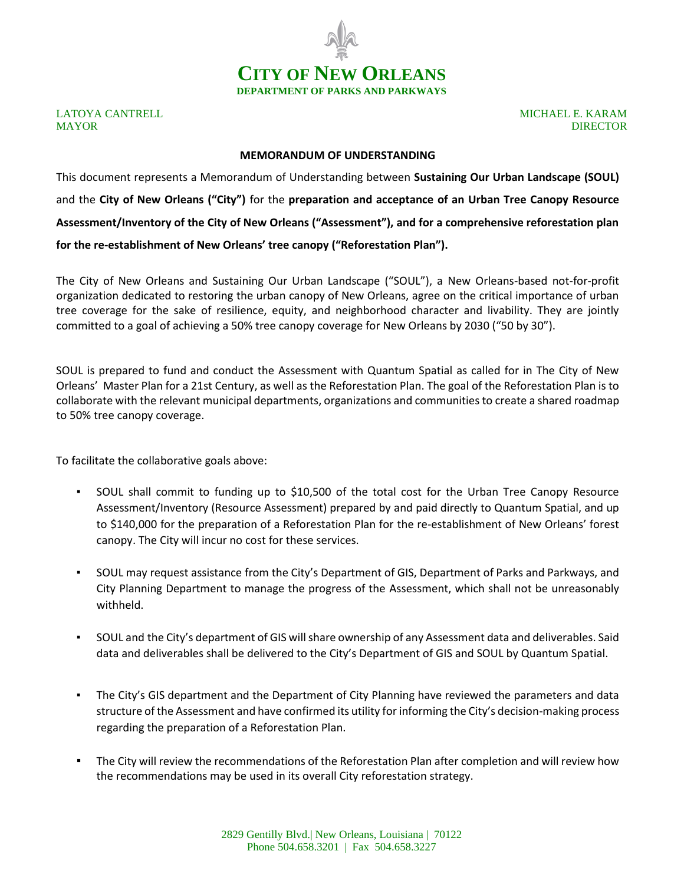# CITY OF NEW ORLEANS

**DEPARTMENT OF PARKS AND PARKWAYS**

LATOYA CANTRELL
MAYOR

MICHAEL E. KARAM
DIRECTOR

## MEMORANDUM OF UNDERSTANDING

This document represents a Memorandum of Understanding between **Sustaining Our Urban Landscape (SOUL)** and the **City of New Orleans ("City")** for the **preparation and acceptance of an Urban Tree Canopy Resource Assessment/Inventory of the City of New Orleans ("Assessment"), and for a comprehensive reforestation plan for the re-establishment of New Orleans' tree canopy ("Reforestation Plan").**

The City of New Orleans and Sustaining Our Urban Landscape ("SOUL"), a New Orleans-based not-for-profit organization dedicated to restoring the urban canopy of New Orleans, agree on the critical importance of urban tree coverage for the sake of resilience, equity, and neighborhood character and livability. They are jointly committed to a goal of achieving a 50% tree canopy coverage for New Orleans by 2030 ("50 by 30").

SOUL is prepared to fund and conduct the Assessment with Quantum Spatial as called for in The City of New Orleans' Master Plan for a 21st Century, as well as the Reforestation Plan. The goal of the Reforestation Plan is to collaborate with the relevant municipal departments, organizations and communities to create a shared roadmap to 50% tree canopy coverage.

To facilitate the collaborative goals above:

- SOUL shall commit to funding up to $10,500 of the total cost for the Urban Tree Canopy Resource Assessment/Inventory (Resource Assessment) prepared by and paid directly to Quantum Spatial, and up to $140,000 for the preparation of a Reforestation Plan for the re-establishment of New Orleans' forest canopy. The City will incur no cost for these services.
- SOUL may request assistance from the City's Department of GIS, Department of Parks and Parkways, and City Planning Department to manage the progress of the Assessment, which shall not be unreasonably withheld.
- SOUL and the City's department of GIS will share ownership of any Assessment data and deliverables. Said data and deliverables shall be delivered to the City's Department of GIS and SOUL by Quantum Spatial.
- The City's GIS department and the Department of City Planning have reviewed the parameters and data structure of the Assessment and have confirmed its utility for informing the City's decision-making process regarding the preparation of a Reforestation Plan.
- The City will review the recommendations of the Reforestation Plan after completion and will review how the recommendations may be used in its overall City reforestation strategy.

2829 Gentilly Blvd.| New Orleans, Louisiana | 70122
Phone 504.658.3201 | Fax 504.658.3227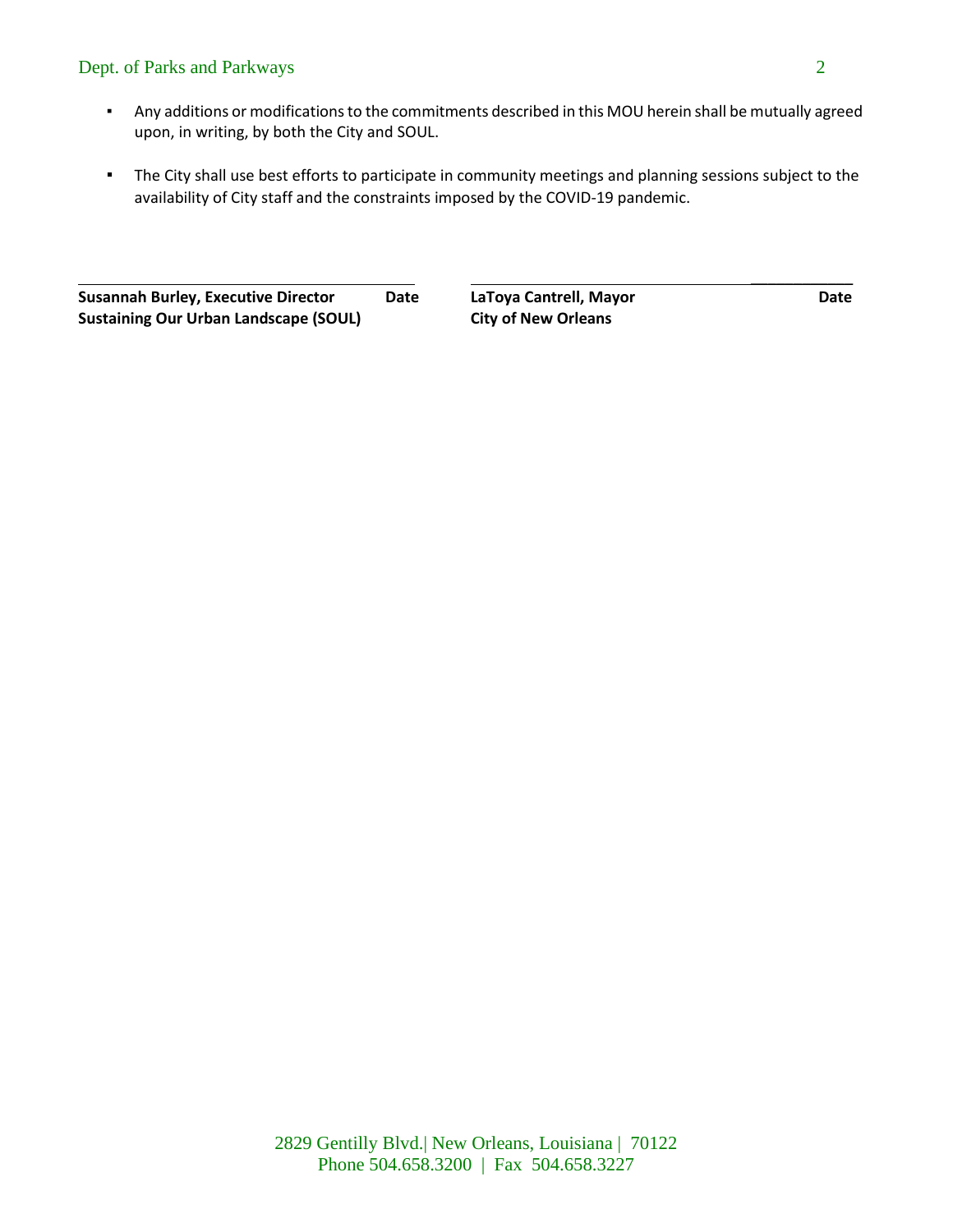- Any additions or modifications to the commitments described in this MOU herein shall be mutually agreed upon, in writing, by both the City and SOUL.

- The City shall use best efforts to participate in community meetings and planning sessions subject to the availability of City staff and the constraints imposed by the COVID-19 pandemic.

| | | | |
|---|---|---|---|
| **Susannah Burley, Executive Director** | **Date** | **LaToya Cantrell, Mayor** | **Date** |
| **Sustaining Our Urban Landscape (SOUL)** | | **City of New Orleans** | |

2829 Gentilly Blvd.| New Orleans, Louisiana | 70122
Phone 504.658.3200 | Fax 504.658.3227